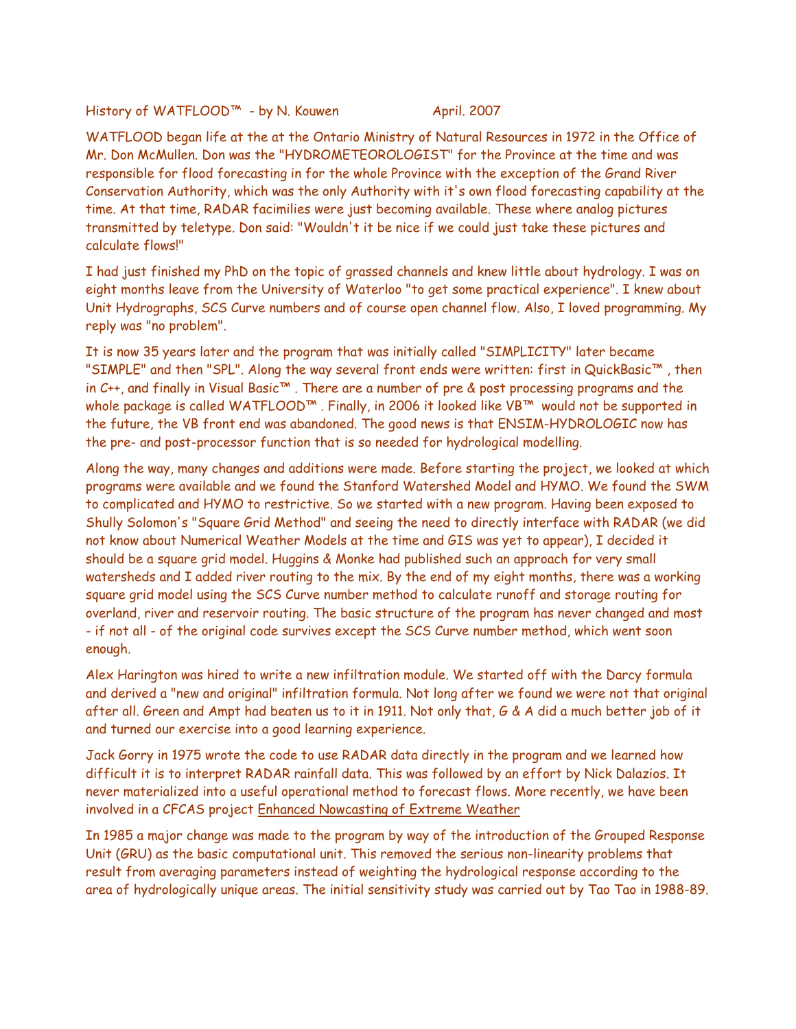History of WATFLOOD™ - by N. Kouwen April. 2007

WATFLOOD began life at the at the Ontario Ministry of Natural Resources in 1972 in the Office of Mr. Don McMullen. Don was the "HYDROMETEOROLOGIST" for the Province at the time and was responsible for flood forecasting in for the whole Province with the exception of the Grand River Conservation Authority, which was the only Authority with it's own flood forecasting capability at the time. At that time, RADAR facimilies were just becoming available. These where analog pictures transmitted by teletype. Don said: "Wouldn't it be nice if we could just take these pictures and calculate flows!"

I had just finished my PhD on the topic of grassed channels and knew little about hydrology. I was on eight months leave from the University of Waterloo "to get some practical experience". I knew about Unit Hydrographs, SCS Curve numbers and of course open channel flow. Also, I loved programming. My reply was "no problem".

It is now 35 years later and the program that was initially called "SIMPLICITY" later became "SIMPLE" and then "SPL". Along the way several front ends were written: first in QuickBasic™ , then in C++, and finally in Visual Basic™ . There are a number of pre & post processing programs and the whole package is called WATFLOOD™ . Finally, in 2006 it looked like VB™ would not be supported in the future, the VB front end was abandoned. The good news is that ENSIM-HYDROLOGIC now has the pre- and post-processor function that is so needed for hydrological modelling.

Along the way, many changes and additions were made. Before starting the project, we looked at which programs were available and we found the Stanford Watershed Model and HYMO. We found the SWM to complicated and HYMO to restrictive. So we started with a new program. Having been exposed to Shully Solomon's "Square Grid Method" and seeing the need to directly interface with RADAR (we did not know about Numerical Weather Models at the time and GIS was yet to appear), I decided it should be a square grid model. Huggins & Monke had published such an approach for very small watersheds and I added river routing to the mix. By the end of my eight months, there was a working square grid model using the SCS Curve number method to calculate runoff and storage routing for overland, river and reservoir routing. The basic structure of the program has never changed and most - if not all - of the original code survives except the SCS Curve number method, which went soon enough.

Alex Harington was hired to write a new infiltration module. We started off with the Darcy formula and derived a "new and original" infiltration formula. Not long after we found we were not that original after all. Green and Ampt had beaten us to it in 1911. Not only that, G & A did a much better job of it and turned our exercise into a good learning experience.

Jack Gorry in 1975 wrote the code to use RADAR data directly in the program and we learned how difficult it is to interpret RADAR rainfall data. This was followed by an effort by Nick Dalazios. It never materialized into a useful operational method to forecast flows. More recently, we have been involved in a CFCAS project Enhanced Nowcasting of Extreme Weather

In 1985 a major change was made to the program by way of the introduction of the Grouped Response Unit (GRU) as the basic computational unit. This removed the serious non-linearity problems that result from averaging parameters instead of weighting the hydrological response according to the area of hydrologically unique areas. The initial sensitivity study was carried out by Tao Tao in 1988-89.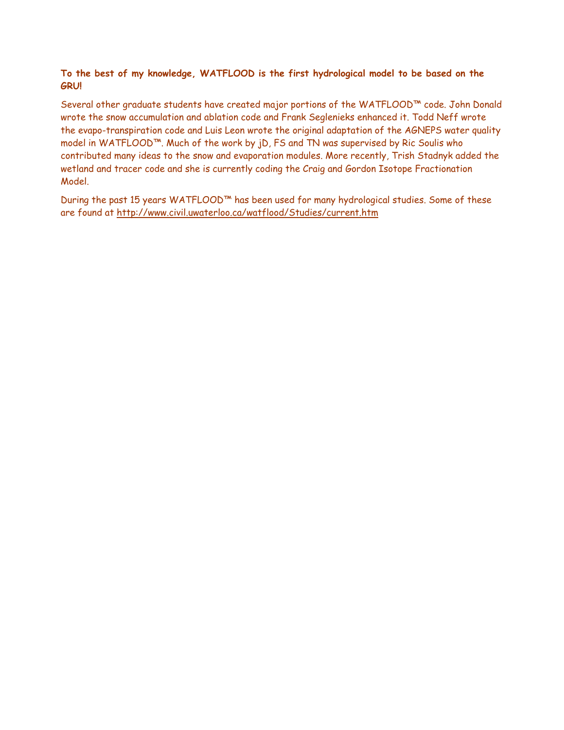**To the best of my knowledge, WATFLOOD is the first hydrological model to be based on the GRU!**

Several other graduate students have created major portions of the WATFLOOD™ code. John Donald wrote the snow accumulation and ablation code and Frank Seglenieks enhanced it. Todd Neff wrote the evapo-transpiration code and Luis Leon wrote the original adaptation of the AGNEPS water quality model in WATFLOOD™. Much of the work by jD, FS and TN was supervised by Ric Soulis who contributed many ideas to the snow and evaporation modules. More recently, Trish Stadnyk added the wetland and tracer code and she is currently coding the Craig and Gordon Isotope Fractionation Model.

During the past 15 years WATFLOOD™ has been used for many hydrological studies. Some of these are found at http://www.civil.uwaterloo.ca/watflood/Studies/current.htm